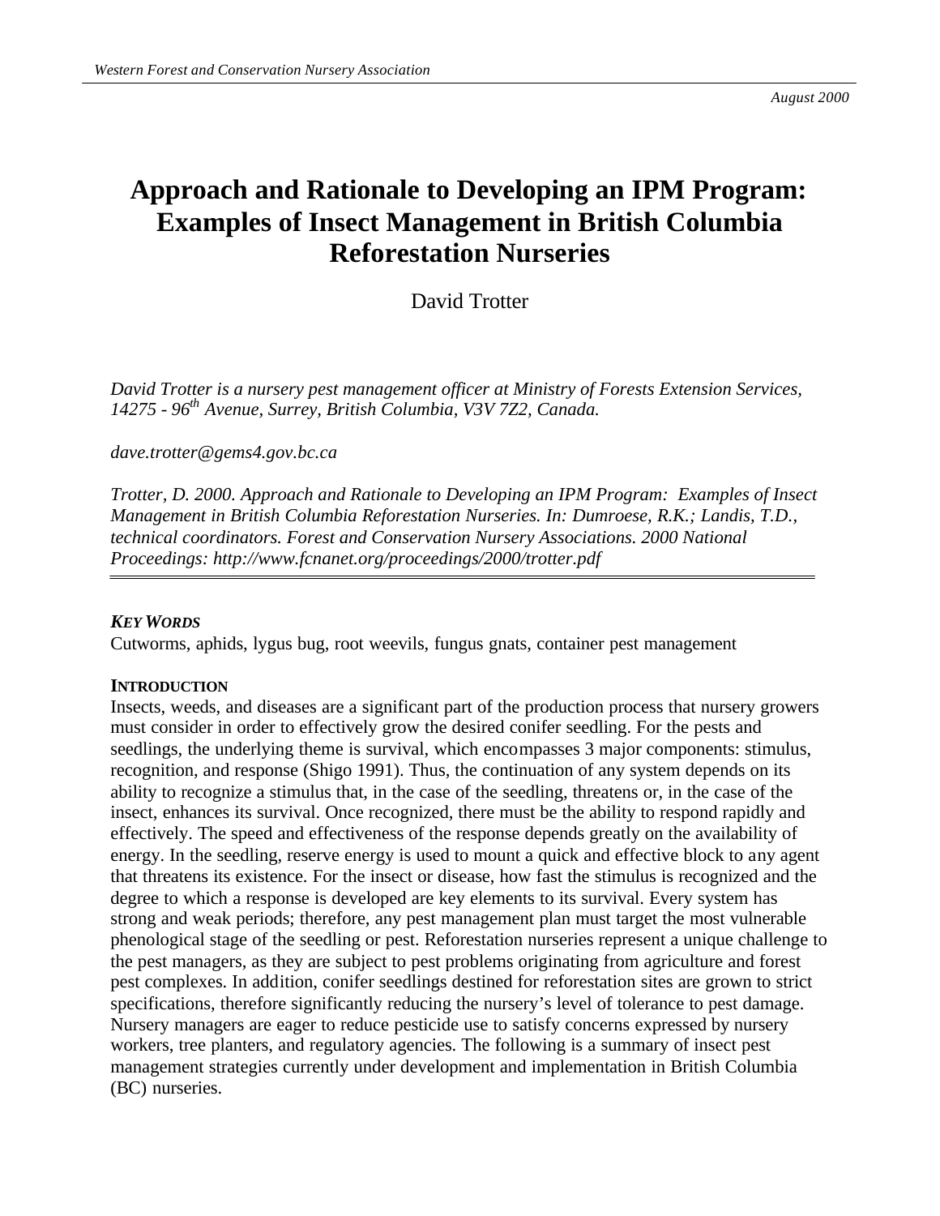# Approach and Rationale to Developing an IPM Program: Examples of Insect Management in British Columbia Reforestation Nurseries

David Trotter

*David Trotter is a nursery pest management officer at Ministry of Forests Extension Services, 14275 - 96th Avenue, Surrey, British Columbia, V3V 7Z2, Canada.*

*dave.trotter@gems4.gov.bc.ca*

*Trotter, D. 2000. Approach and Rationale to Developing an IPM Program: Examples of Insect Management in British Columbia Reforestation Nurseries. In: Dumroese, R.K.; Landis, T.D., technical coordinators. Forest and Conservation Nursery Associations. 2000 National Proceedings: http://www.fcnanet.org/proceedings/2000/trotter.pdf*

---

***KEY WORDS***

Cutworms, aphids, lygus bug, root weevils, fungus gnats, container pest management

**INTRODUCTION**

Insects, weeds, and diseases are a significant part of the production process that nursery growers must consider in order to effectively grow the desired conifer seedling. For the pests and seedlings, the underlying theme is survival, which encompasses 3 major components: stimulus, recognition, and response (Shigo 1991). Thus, the continuation of any system depends on its ability to recognize a stimulus that, in the case of the seedling, threatens or, in the case of the insect, enhances its survival. Once recognized, there must be the ability to respond rapidly and effectively. The speed and effectiveness of the response depends greatly on the availability of energy. In the seedling, reserve energy is used to mount a quick and effective block to any agent that threatens its existence. For the insect or disease, how fast the stimulus is recognized and the degree to which a response is developed are key elements to its survival. Every system has strong and weak periods; therefore, any pest management plan must target the most vulnerable phenological stage of the seedling or pest. Reforestation nurseries represent a unique challenge to the pest managers, as they are subject to pest problems originating from agriculture and forest pest complexes. In addition, conifer seedlings destined for reforestation sites are grown to strict specifications, therefore significantly reducing the nursery's level of tolerance to pest damage. Nursery managers are eager to reduce pesticide use to satisfy concerns expressed by nursery workers, tree planters, and regulatory agencies. The following is a summary of insect pest management strategies currently under development and implementation in British Columbia (BC) nurseries.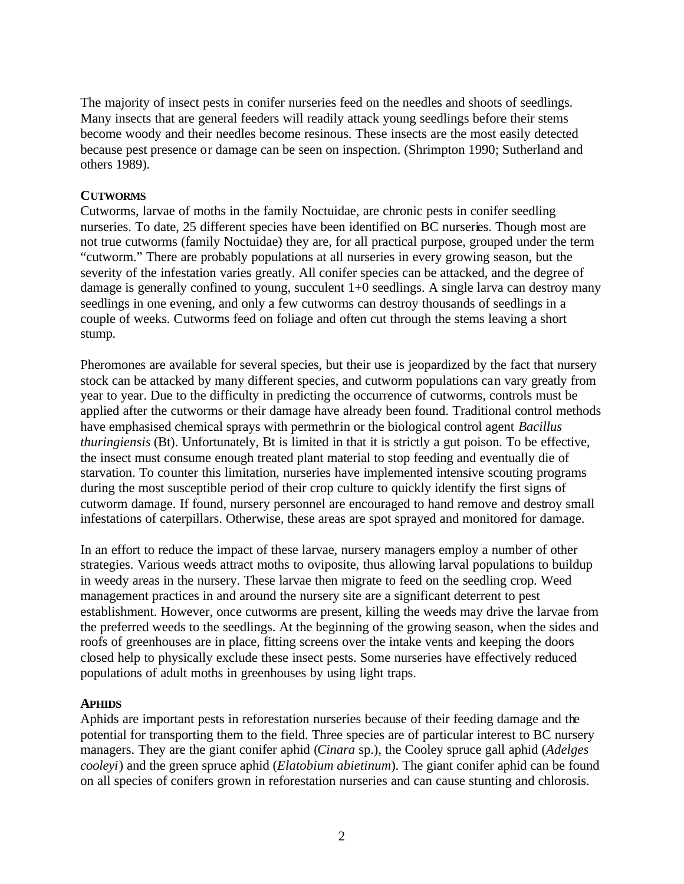The majority of insect pests in conifer nurseries feed on the needles and shoots of seedlings. Many insects that are general feeders will readily attack young seedlings before their stems become woody and their needles become resinous. These insects are the most easily detected because pest presence or damage can be seen on inspection. (Shrimpton 1990; Sutherland and others 1989).

**CUTWORMS**

Cutworms, larvae of moths in the family Noctuidae, are chronic pests in conifer seedling nurseries. To date, 25 different species have been identified on BC nurseries. Though most are not true cutworms (family Noctuidae) they are, for all practical purpose, grouped under the term "cutworm." There are probably populations at all nurseries in every growing season, but the severity of the infestation varies greatly. All conifer species can be attacked, and the degree of damage is generally confined to young, succulent 1+0 seedlings. A single larva can destroy many seedlings in one evening, and only a few cutworms can destroy thousands of seedlings in a couple of weeks. Cutworms feed on foliage and often cut through the stems leaving a short stump.

Pheromones are available for several species, but their use is jeopardized by the fact that nursery stock can be attacked by many different species, and cutworm populations can vary greatly from year to year. Due to the difficulty in predicting the occurrence of cutworms, controls must be applied after the cutworms or their damage have already been found. Traditional control methods have emphasised chemical sprays with permethrin or the biological control agent *Bacillus thuringiensis* (Bt). Unfortunately, Bt is limited in that it is strictly a gut poison. To be effective, the insect must consume enough treated plant material to stop feeding and eventually die of starvation. To counter this limitation, nurseries have implemented intensive scouting programs during the most susceptible period of their crop culture to quickly identify the first signs of cutworm damage. If found, nursery personnel are encouraged to hand remove and destroy small infestations of caterpillars. Otherwise, these areas are spot sprayed and monitored for damage.

In an effort to reduce the impact of these larvae, nursery managers employ a number of other strategies. Various weeds attract moths to oviposite, thus allowing larval populations to buildup in weedy areas in the nursery. These larvae then migrate to feed on the seedling crop. Weed management practices in and around the nursery site are a significant deterrent to pest establishment. However, once cutworms are present, killing the weeds may drive the larvae from the preferred weeds to the seedlings. At the beginning of the growing season, when the sides and roofs of greenhouses are in place, fitting screens over the intake vents and keeping the doors closed help to physically exclude these insect pests. Some nurseries have effectively reduced populations of adult moths in greenhouses by using light traps.

**APHIDS**

Aphids are important pests in reforestation nurseries because of their feeding damage and the potential for transporting them to the field. Three species are of particular interest to BC nursery managers. They are the giant conifer aphid (*Cinara* sp.), the Cooley spruce gall aphid (*Adelges cooleyi*) and the green spruce aphid (*Elatobium abietinum*). The giant conifer aphid can be found on all species of conifers grown in reforestation nurseries and can cause stunting and chlorosis.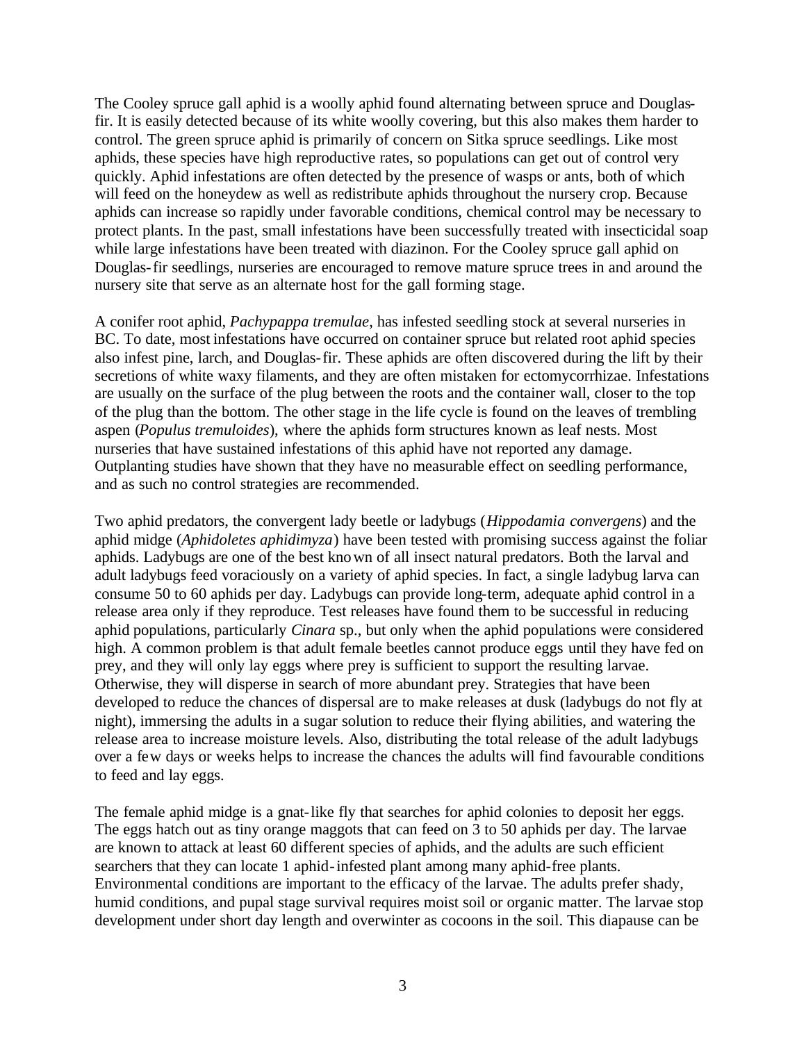The Cooley spruce gall aphid is a woolly aphid found alternating between spruce and Douglas-fir. It is easily detected because of its white woolly covering, but this also makes them harder to control. The green spruce aphid is primarily of concern on Sitka spruce seedlings. Like most aphids, these species have high reproductive rates, so populations can get out of control very quickly. Aphid infestations are often detected by the presence of wasps or ants, both of which will feed on the honeydew as well as redistribute aphids throughout the nursery crop. Because aphids can increase so rapidly under favorable conditions, chemical control may be necessary to protect plants. In the past, small infestations have been successfully treated with insecticidal soap while large infestations have been treated with diazinon. For the Cooley spruce gall aphid on Douglas-fir seedlings, nurseries are encouraged to remove mature spruce trees in and around the nursery site that serve as an alternate host for the gall forming stage.

A conifer root aphid, *Pachypappa tremulae*, has infested seedling stock at several nurseries in BC. To date, most infestations have occurred on container spruce but related root aphid species also infest pine, larch, and Douglas-fir. These aphids are often discovered during the lift by their secretions of white waxy filaments, and they are often mistaken for ectomycorrhizae. Infestations are usually on the surface of the plug between the roots and the container wall, closer to the top of the plug than the bottom. The other stage in the life cycle is found on the leaves of trembling aspen (*Populus tremuloides*), where the aphids form structures known as leaf nests. Most nurseries that have sustained infestations of this aphid have not reported any damage. Outplanting studies have shown that they have no measurable effect on seedling performance, and as such no control strategies are recommended.

Two aphid predators, the convergent lady beetle or ladybugs (*Hippodamia convergens*) and the aphid midge (*Aphidoletes aphidimyza*) have been tested with promising success against the foliar aphids. Ladybugs are one of the best known of all insect natural predators. Both the larval and adult ladybugs feed voraciously on a variety of aphid species. In fact, a single ladybug larva can consume 50 to 60 aphids per day. Ladybugs can provide long-term, adequate aphid control in a release area only if they reproduce. Test releases have found them to be successful in reducing aphid populations, particularly *Cinara* sp., but only when the aphid populations were considered high. A common problem is that adult female beetles cannot produce eggs until they have fed on prey, and they will only lay eggs where prey is sufficient to support the resulting larvae. Otherwise, they will disperse in search of more abundant prey. Strategies that have been developed to reduce the chances of dispersal are to make releases at dusk (ladybugs do not fly at night), immersing the adults in a sugar solution to reduce their flying abilities, and watering the release area to increase moisture levels. Also, distributing the total release of the adult ladybugs over a few days or weeks helps to increase the chances the adults will find favourable conditions to feed and lay eggs.

The female aphid midge is a gnat-like fly that searches for aphid colonies to deposit her eggs. The eggs hatch out as tiny orange maggots that can feed on 3 to 50 aphids per day. The larvae are known to attack at least 60 different species of aphids, and the adults are such efficient searchers that they can locate 1 aphid-infested plant among many aphid-free plants. Environmental conditions are important to the efficacy of the larvae. The adults prefer shady, humid conditions, and pupal stage survival requires moist soil or organic matter. The larvae stop development under short day length and overwinter as cocoons in the soil. This diapause can be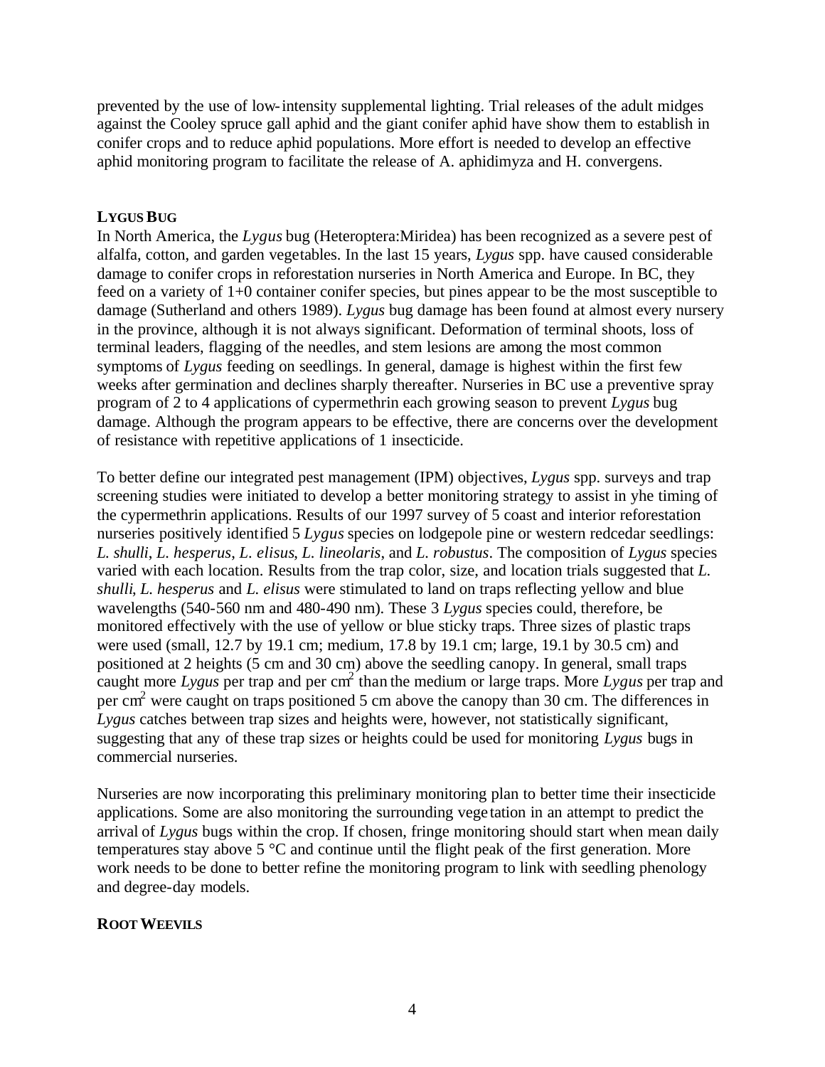prevented by the use of low-intensity supplemental lighting. Trial releases of the adult midges against the Cooley spruce gall aphid and the giant conifer aphid have show them to establish in conifer crops and to reduce aphid populations. More effort is needed to develop an effective aphid monitoring program to facilitate the release of A. aphidimyza and H. convergens.

## LYGUS BUG

In North America, the *Lygus* bug (Heteroptera:Miridea) has been recognized as a severe pest of alfalfa, cotton, and garden vegetables. In the last 15 years, *Lygus* spp. have caused considerable damage to conifer crops in reforestation nurseries in North America and Europe. In BC, they feed on a variety of 1+0 container conifer species, but pines appear to be the most susceptible to damage (Sutherland and others 1989). *Lygus* bug damage has been found at almost every nursery in the province, although it is not always significant. Deformation of terminal shoots, loss of terminal leaders, flagging of the needles, and stem lesions are among the most common symptoms of *Lygus* feeding on seedlings. In general, damage is highest within the first few weeks after germination and declines sharply thereafter. Nurseries in BC use a preventive spray program of 2 to 4 applications of cypermethrin each growing season to prevent *Lygus* bug damage. Although the program appears to be effective, there are concerns over the development of resistance with repetitive applications of 1 insecticide.

To better define our integrated pest management (IPM) objectives, *Lygus* spp. surveys and trap screening studies were initiated to develop a better monitoring strategy to assist in yhe timing of the cypermethrin applications. Results of our 1997 survey of 5 coast and interior reforestation nurseries positively identified 5 *Lygus* species on lodgepole pine or western redcedar seedlings: *L. shulli*, *L. hesperus*, *L. elisus*, *L. lineolaris*, and *L. robustus*. The composition of *Lygus* species varied with each location. Results from the trap color, size, and location trials suggested that *L. shulli*, *L. hesperus* and *L. elisus* were stimulated to land on traps reflecting yellow and blue wavelengths (540-560 nm and 480-490 nm). These 3 *Lygus* species could, therefore, be monitored effectively with the use of yellow or blue sticky traps. Three sizes of plastic traps were used (small, 12.7 by 19.1 cm; medium, 17.8 by 19.1 cm; large, 19.1 by 30.5 cm) and positioned at 2 heights (5 cm and 30 cm) above the seedling canopy. In general, small traps caught more *Lygus* per trap and per $cm^2$ than the medium or large traps. More *Lygus* per trap and per $cm^2$ were caught on traps positioned 5 cm above the canopy than 30 cm. The differences in *Lygus* catches between trap sizes and heights were, however, not statistically significant, suggesting that any of these trap sizes or heights could be used for monitoring *Lygus* bugs in commercial nurseries.

Nurseries are now incorporating this preliminary monitoring plan to better time their insecticide applications. Some are also monitoring the surrounding vegetation in an attempt to predict the arrival of *Lygus* bugs within the crop. If chosen, fringe monitoring should start when mean daily temperatures stay above 5 °C and continue until the flight peak of the first generation. More work needs to be done to better refine the monitoring program to link with seedling phenology and degree-day models.

## ROOT WEEVILS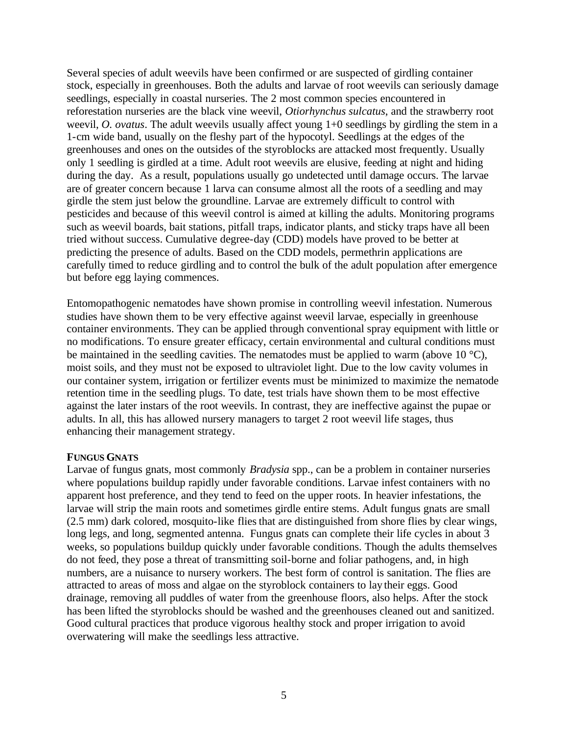Several species of adult weevils have been confirmed or are suspected of girdling container stock, especially in greenhouses. Both the adults and larvae of root weevils can seriously damage seedlings, especially in coastal nurseries. The 2 most common species encountered in reforestation nurseries are the black vine weevil, *Otiorhynchus sulcatus*, and the strawberry root weevil, *O. ovatus*. The adult weevils usually affect young 1+0 seedlings by girdling the stem in a 1-cm wide band, usually on the fleshy part of the hypocotyl. Seedlings at the edges of the greenhouses and ones on the outsides of the styroblocks are attacked most frequently. Usually only 1 seedling is girdled at a time. Adult root weevils are elusive, feeding at night and hiding during the day. As a result, populations usually go undetected until damage occurs. The larvae are of greater concern because 1 larva can consume almost all the roots of a seedling and may girdle the stem just below the groundline. Larvae are extremely difficult to control with pesticides and because of this weevil control is aimed at killing the adults. Monitoring programs such as weevil boards, bait stations, pitfall traps, indicator plants, and sticky traps have all been tried without success. Cumulative degree-day (CDD) models have proved to be better at predicting the presence of adults. Based on the CDD models, permethrin applications are carefully timed to reduce girdling and to control the bulk of the adult population after emergence but before egg laying commences.

Entomopathogenic nematodes have shown promise in controlling weevil infestation. Numerous studies have shown them to be very effective against weevil larvae, especially in greenhouse container environments. They can be applied through conventional spray equipment with little or no modifications. To ensure greater efficacy, certain environmental and cultural conditions must be maintained in the seedling cavities. The nematodes must be applied to warm (above 10 °C), moist soils, and they must not be exposed to ultraviolet light. Due to the low cavity volumes in our container system, irrigation or fertilizer events must be minimized to maximize the nematode retention time in the seedling plugs. To date, test trials have shown them to be most effective against the later instars of the root weevils. In contrast, they are ineffective against the pupae or adults. In all, this has allowed nursery managers to target 2 root weevil life stages, thus enhancing their management strategy.

### FUNGUS GNATS

Larvae of fungus gnats, most commonly *Bradysia* spp., can be a problem in container nurseries where populations buildup rapidly under favorable conditions. Larvae infest containers with no apparent host preference, and they tend to feed on the upper roots. In heavier infestations, the larvae will strip the main roots and sometimes girdle entire stems. Adult fungus gnats are small (2.5 mm) dark colored, mosquito-like flies that are distinguished from shore flies by clear wings, long legs, and long, segmented antenna. Fungus gnats can complete their life cycles in about 3 weeks, so populations buildup quickly under favorable conditions. Though the adults themselves do not feed, they pose a threat of transmitting soil-borne and foliar pathogens, and, in high numbers, are a nuisance to nursery workers. The best form of control is sanitation. The flies are attracted to areas of moss and algae on the styroblock containers to lay their eggs. Good drainage, removing all puddles of water from the greenhouse floors, also helps. After the stock has been lifted the styroblocks should be washed and the greenhouses cleaned out and sanitized. Good cultural practices that produce vigorous healthy stock and proper irrigation to avoid overwatering will make the seedlings less attractive.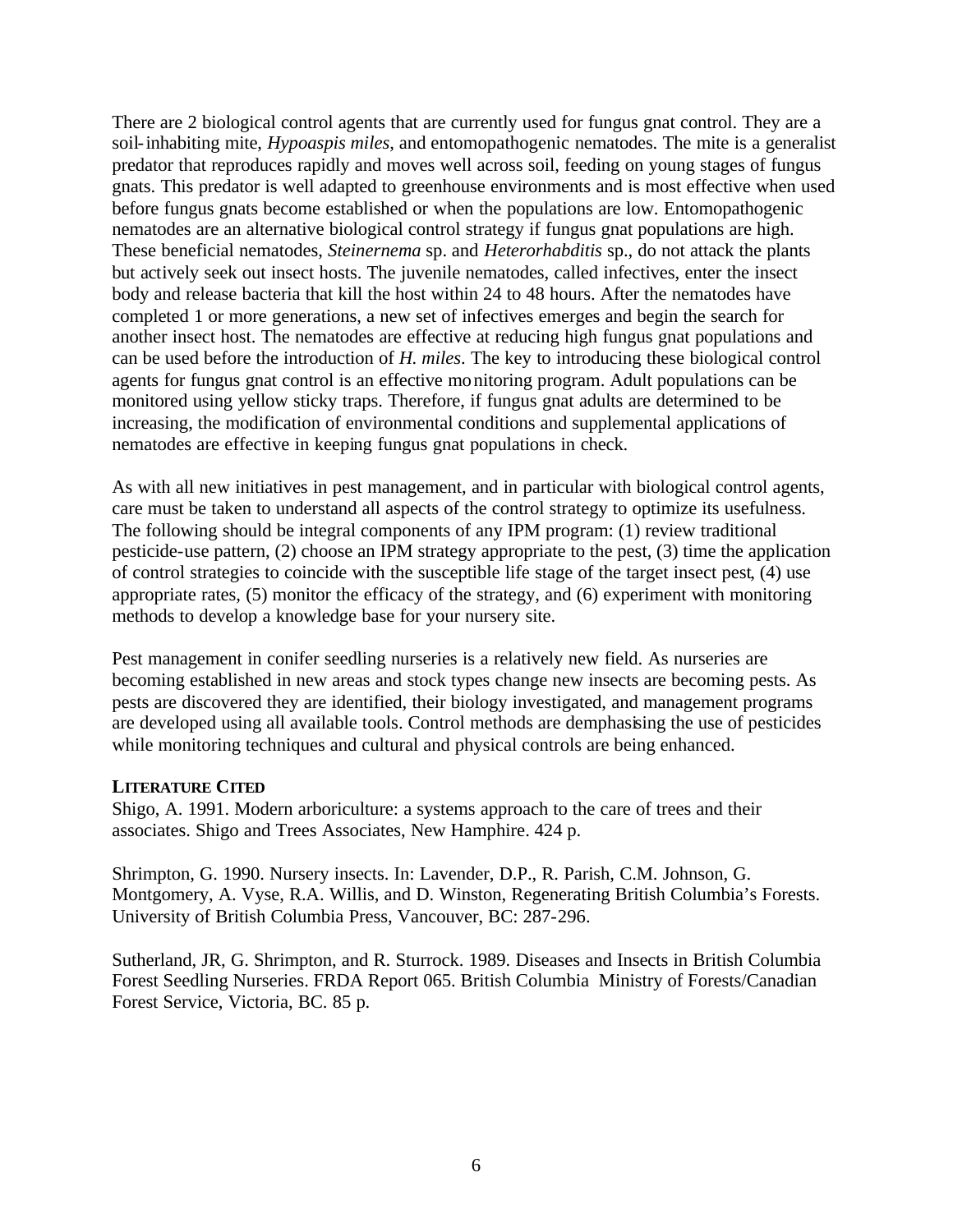There are 2 biological control agents that are currently used for fungus gnat control. They are a soil-inhabiting mite, *Hypoaspis miles*, and entomopathogenic nematodes. The mite is a generalist predator that reproduces rapidly and moves well across soil, feeding on young stages of fungus gnats. This predator is well adapted to greenhouse environments and is most effective when used before fungus gnats become established or when the populations are low. Entomopathogenic nematodes are an alternative biological control strategy if fungus gnat populations are high. These beneficial nematodes, *Steinernema* sp. and *Heterorhabditis* sp., do not attack the plants but actively seek out insect hosts. The juvenile nematodes, called infectives, enter the insect body and release bacteria that kill the host within 24 to 48 hours. After the nematodes have completed 1 or more generations, a new set of infectives emerges and begin the search for another insect host. The nematodes are effective at reducing high fungus gnat populations and can be used before the introduction of *H. miles*. The key to introducing these biological control agents for fungus gnat control is an effective monitoring program. Adult populations can be monitored using yellow sticky traps. Therefore, if fungus gnat adults are determined to be increasing, the modification of environmental conditions and supplemental applications of nematodes are effective in keeping fungus gnat populations in check.

As with all new initiatives in pest management, and in particular with biological control agents, care must be taken to understand all aspects of the control strategy to optimize its usefulness. The following should be integral components of any IPM program: (1) review traditional pesticide-use pattern, (2) choose an IPM strategy appropriate to the pest, (3) time the application of control strategies to coincide with the susceptible life stage of the target insect pest, (4) use appropriate rates, (5) monitor the efficacy of the strategy, and (6) experiment with monitoring methods to develop a knowledge base for your nursery site.

Pest management in conifer seedling nurseries is a relatively new field. As nurseries are becoming established in new areas and stock types change new insects are becoming pests. As pests are discovered they are identified, their biology investigated, and management programs are developed using all available tools. Control methods are demphasising the use of pesticides while monitoring techniques and cultural and physical controls are being enhanced.

**LITERATURE CITED**

Shigo, A. 1991. Modern arboriculture: a systems approach to the care of trees and their associates. Shigo and Trees Associates, New Hamphire. 424 p.

Shrimpton, G. 1990. Nursery insects. In: Lavender, D.P., R. Parish, C.M. Johnson, G. Montgomery, A. Vyse, R.A. Willis, and D. Winston, Regenerating British Columbia's Forests. University of British Columbia Press, Vancouver, BC: 287-296.

Sutherland, JR, G. Shrimpton, and R. Sturrock. 1989. Diseases and Insects in British Columbia Forest Seedling Nurseries. FRDA Report 065. British Columbia Ministry of Forests/Canadian Forest Service, Victoria, BC. 85 p.